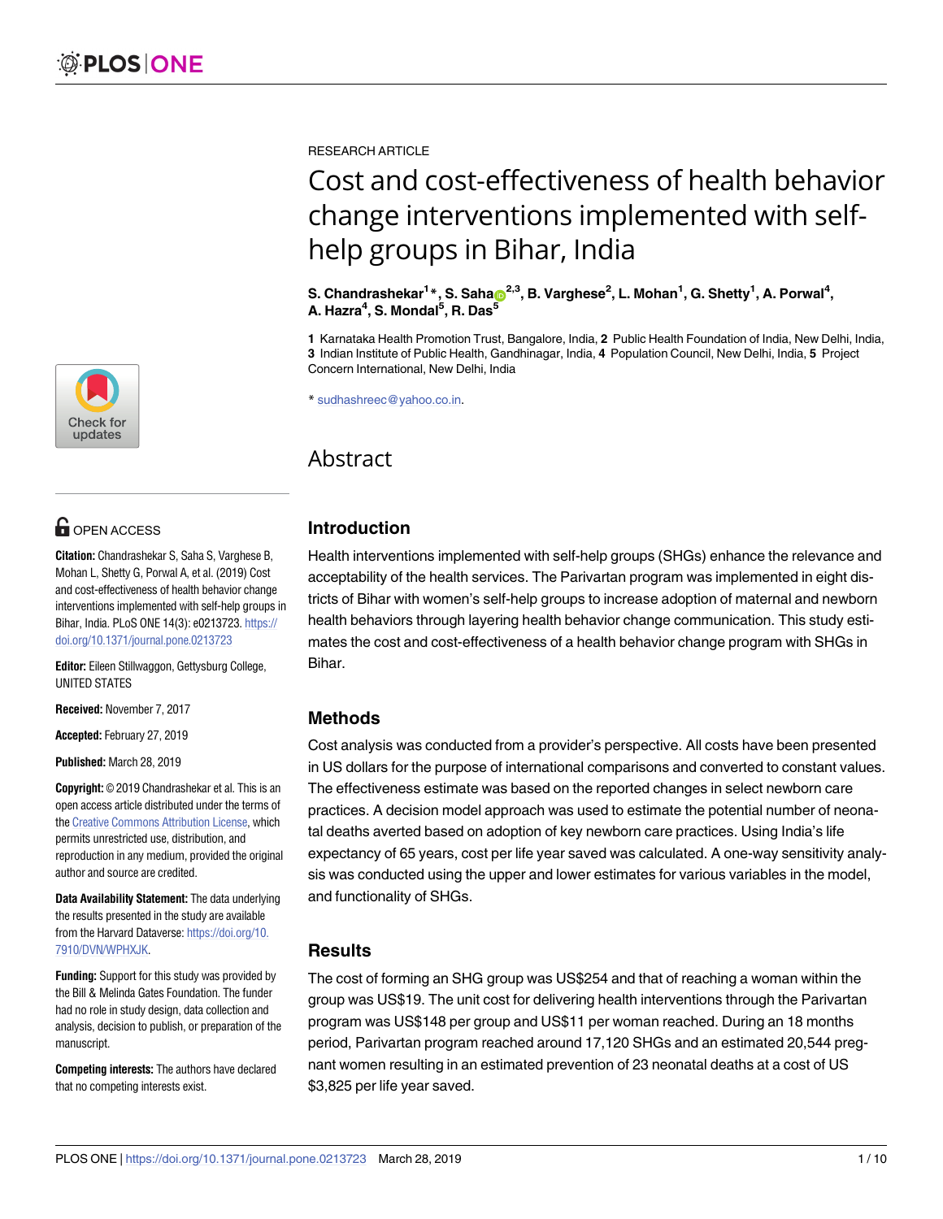RESEARCH ARTICLE

# Cost and cost-effectiveness of health behavior change interventions implemented with self-help groups in Bihar, India

**S. Chandrashekar[1]\*, S. Saha[2,3], B. Varghese[2], L. Mohan[1], G. Shetty[1], A. Porwal[4], A. Hazra[4], S. Mondal[5], R. Das[5]**

**1** Karnataka Health Promotion Trust, Bangalore, India, **2** Public Health Foundation of India, New Delhi, India, **3** Indian Institute of Public Health, Gandhinagar, India, **4** Population Council, New Delhi, India, **5** Project Concern International, New Delhi, India

\* sudhashreec@yahoo.co.in.

OPEN ACCESS

**Citation:** Chandrashekar S, Saha S, Varghese B, Mohan L, Shetty G, Porwal A, et al. (2019) Cost and cost-effectiveness of health behavior change interventions implemented with self-help groups in Bihar, India. PLoS ONE 14(3): e0213723. https://doi.org/10.1371/journal.pone.0213723

**Editor:** Eileen Stillwaggon, Gettysburg College, UNITED STATES

**Received:** November 7, 2017

**Accepted:** February 27, 2019

**Published:** March 28, 2019

**Copyright:** © 2019 Chandrashekar et al. This is an open access article distributed under the terms of the Creative Commons Attribution License, which permits unrestricted use, distribution, and reproduction in any medium, provided the original author and source are credited.

**Data Availability Statement:** The data underlying the results presented in the study are available from the Harvard Dataverse: https://doi.org/10.7910/DVN/WPHXJK.

**Funding:** Support for this study was provided by the Bill & Melinda Gates Foundation. The funder had no role in study design, data collection and analysis, decision to publish, or preparation of the manuscript.

**Competing interests:** The authors have declared that no competing interests exist.

## Abstract

### Introduction

Health interventions implemented with self-help groups (SHGs) enhance the relevance and acceptability of the health services. The Parivartan program was implemented in eight districts of Bihar with women's self-help groups to increase adoption of maternal and newborn health behaviors through layering health behavior change communication. This study estimates the cost and cost-effectiveness of a health behavior change program with SHGs in Bihar.

### Methods

Cost analysis was conducted from a provider's perspective. All costs have been presented in US dollars for the purpose of international comparisons and converted to constant values. The effectiveness estimate was based on the reported changes in select newborn care practices. A decision model approach was used to estimate the potential number of neonatal deaths averted based on adoption of key newborn care practices. Using India's life expectancy of 65 years, cost per life year saved was calculated. A one-way sensitivity analysis was conducted using the upper and lower estimates for various variables in the model, and functionality of SHGs.

### Results

The cost of forming an SHG group was US$254 and that of reaching a woman within the group was US$19. The unit cost for delivering health interventions through the Parivartan program was US$148 per group and US$11 per woman reached. During an 18 months period, Parivartan program reached around 17,120 SHGs and an estimated 20,544 pregnant women resulting in an estimated prevention of 23 neonatal deaths at a cost of US $3,825 per life year saved.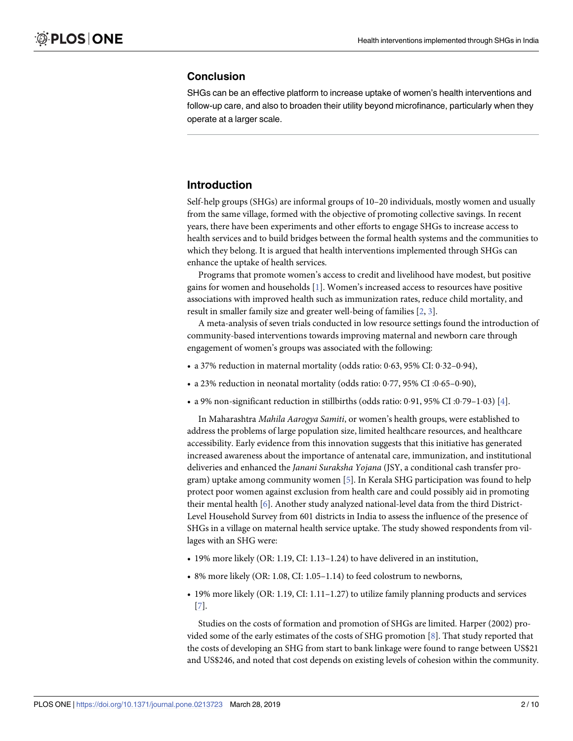## Conclusion

SHGs can be an effective platform to increase uptake of women's health interventions and follow-up care, and also to broaden their utility beyond microfinance, particularly when they operate at a larger scale.

## Introduction

Self-help groups (SHGs) are informal groups of 10–20 individuals, mostly women and usually from the same village, formed with the objective of promoting collective savings. In recent years, there have been experiments and other efforts to engage SHGs to increase access to health services and to build bridges between the formal health systems and the communities to which they belong. It is argued that health interventions implemented through SHGs can enhance the uptake of health services.

Programs that promote women's access to credit and livelihood have modest, but positive gains for women and households [1]. Women's increased access to resources have positive associations with improved health such as immunization rates, reduce child mortality, and result in smaller family size and greater well-being of families [2, 3].

A meta-analysis of seven trials conducted in low resource settings found the introduction of community-based interventions towards improving maternal and newborn care through engagement of women's groups was associated with the following:

- a 37% reduction in maternal mortality (odds ratio: 0·63, 95% CI: 0·32–0·94),
- a 23% reduction in neonatal mortality (odds ratio: 0·77, 95% CI :0·65–0·90),
- a 9% non-significant reduction in stillbirths (odds ratio: 0·91, 95% CI :0·79–1·03) [4].

In Maharashtra *Mahila Aarogya Samiti*, or women's health groups, were established to address the problems of large population size, limited healthcare resources, and healthcare accessibility. Early evidence from this innovation suggests that this initiative has generated increased awareness about the importance of antenatal care, immunization, and institutional deliveries and enhanced the *Janani Suraksha Yojana* (JSY, a conditional cash transfer program) uptake among community women [5]. In Kerala SHG participation was found to help protect poor women against exclusion from health care and could possibly aid in promoting their mental health [6]. Another study analyzed national-level data from the third District-Level Household Survey from 601 districts in India to assess the influence of the presence of SHGs in a village on maternal health service uptake. The study showed respondents from villages with an SHG were:

- 19% more likely (OR: 1.19, CI: 1.13–1.24) to have delivered in an institution,
- 8% more likely (OR: 1.08, CI: 1.05–1.14) to feed colostrum to newborns,
- 19% more likely (OR: 1.19, CI: 1.11–1.27) to utilize family planning products and services [7].

Studies on the costs of formation and promotion of SHGs are limited. Harper (2002) provided some of the early estimates of the costs of SHG promotion [8]. That study reported that the costs of developing an SHG from start to bank linkage were found to range between US$21 and US$246, and noted that cost depends on existing levels of cohesion within the community.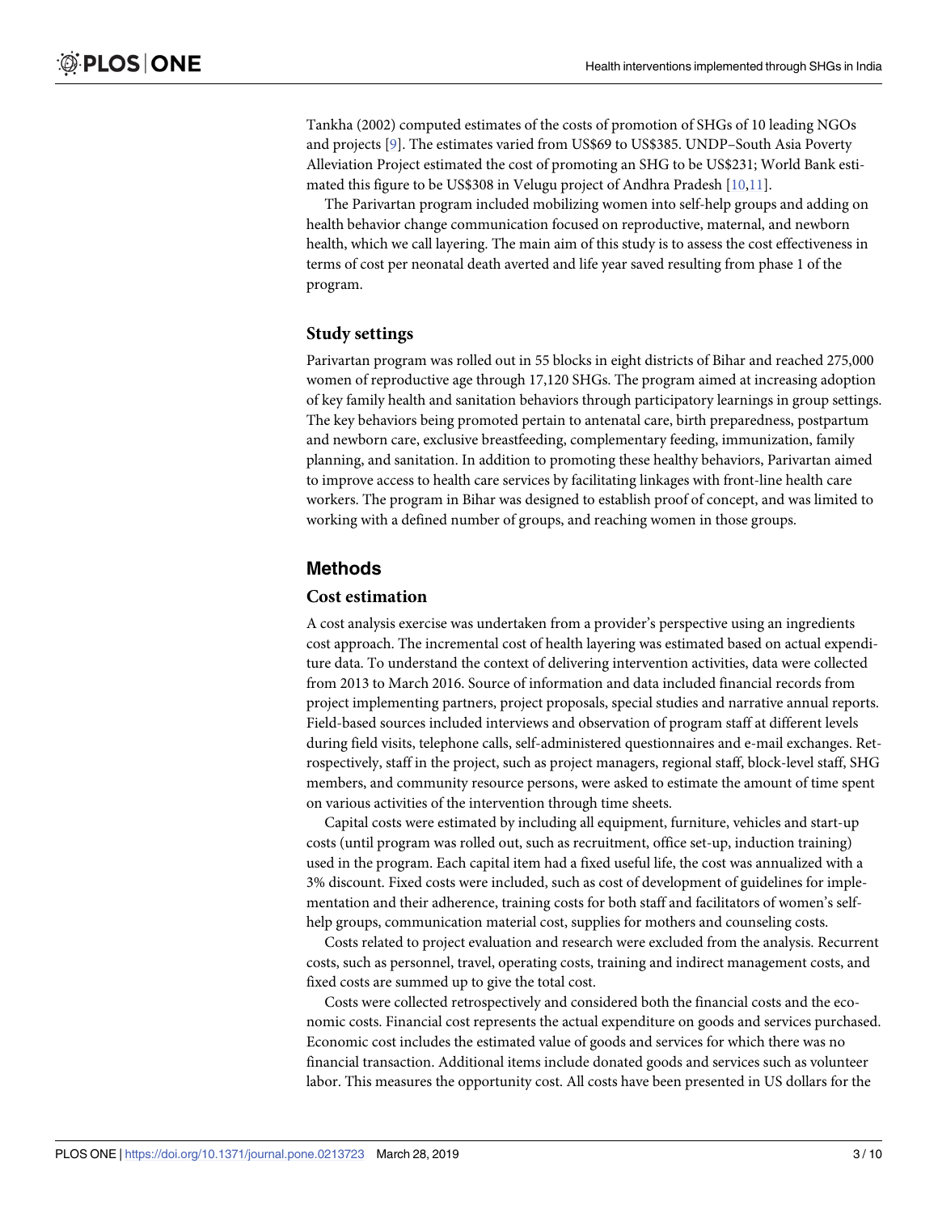Tankha (2002) computed estimates of the costs of promotion of SHGs of 10 leading NGOs and projects [9]. The estimates varied from US$69 to US$385. UNDP–South Asia Poverty Alleviation Project estimated the cost of promoting an SHG to be US$231; World Bank estimated this figure to be US$308 in Velugu project of Andhra Pradesh [10,11].

The Parivartan program included mobilizing women into self-help groups and adding on health behavior change communication focused on reproductive, maternal, and newborn health, which we call layering. The main aim of this study is to assess the cost effectiveness in terms of cost per neonatal death averted and life year saved resulting from phase 1 of the program.

### Study settings

Parivartan program was rolled out in 55 blocks in eight districts of Bihar and reached 275,000 women of reproductive age through 17,120 SHGs. The program aimed at increasing adoption of key family health and sanitation behaviors through participatory learnings in group settings. The key behaviors being promoted pertain to antenatal care, birth preparedness, postpartum and newborn care, exclusive breastfeeding, complementary feeding, immunization, family planning, and sanitation. In addition to promoting these healthy behaviors, Parivartan aimed to improve access to health care services by facilitating linkages with front-line health care workers. The program in Bihar was designed to establish proof of concept, and was limited to working with a defined number of groups, and reaching women in those groups.

## Methods

### Cost estimation

A cost analysis exercise was undertaken from a provider's perspective using an ingredients cost approach. The incremental cost of health layering was estimated based on actual expenditure data. To understand the context of delivering intervention activities, data were collected from 2013 to March 2016. Source of information and data included financial records from project implementing partners, project proposals, special studies and narrative annual reports. Field-based sources included interviews and observation of program staff at different levels during field visits, telephone calls, self-administered questionnaires and e-mail exchanges. Retrospectively, staff in the project, such as project managers, regional staff, block-level staff, SHG members, and community resource persons, were asked to estimate the amount of time spent on various activities of the intervention through time sheets.

Capital costs were estimated by including all equipment, furniture, vehicles and start-up costs (until program was rolled out, such as recruitment, office set-up, induction training) used in the program. Each capital item had a fixed useful life, the cost was annualized with a 3% discount. Fixed costs were included, such as cost of development of guidelines for implementation and their adherence, training costs for both staff and facilitators of women's self-help groups, communication material cost, supplies for mothers and counseling costs.

Costs related to project evaluation and research were excluded from the analysis. Recurrent costs, such as personnel, travel, operating costs, training and indirect management costs, and fixed costs are summed up to give the total cost.

Costs were collected retrospectively and considered both the financial costs and the economic costs. Financial cost represents the actual expenditure on goods and services purchased. Economic cost includes the estimated value of goods and services for which there was no financial transaction. Additional items include donated goods and services such as volunteer labor. This measures the opportunity cost. All costs have been presented in US dollars for the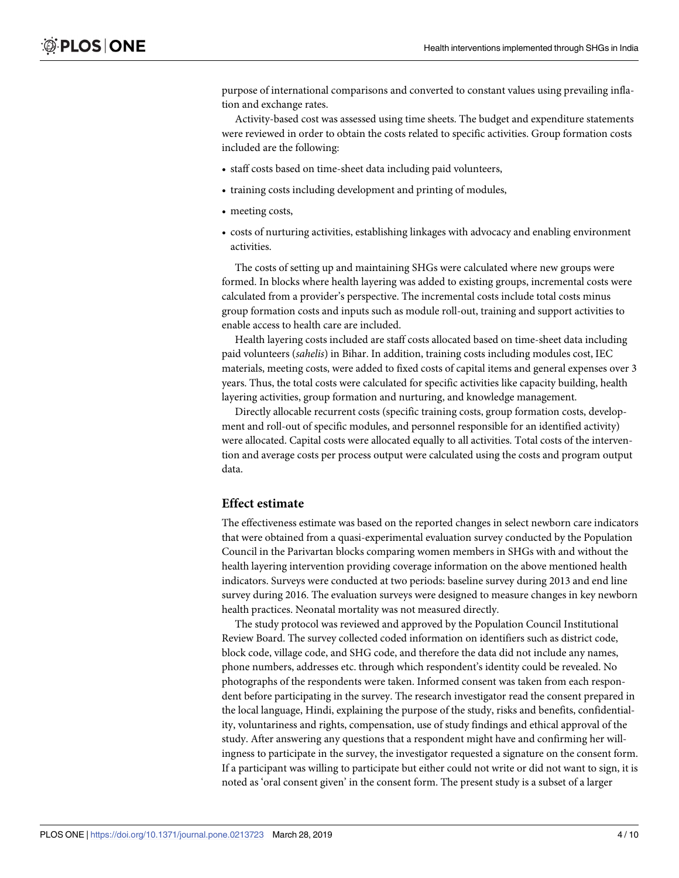purpose of international comparisons and converted to constant values using prevailing inflation and exchange rates.

Activity-based cost was assessed using time sheets. The budget and expenditure statements were reviewed in order to obtain the costs related to specific activities. Group formation costs included are the following:

- staff costs based on time-sheet data including paid volunteers,
- training costs including development and printing of modules,
- meeting costs,
- costs of nurturing activities, establishing linkages with advocacy and enabling environment activities.

The costs of setting up and maintaining SHGs were calculated where new groups were formed. In blocks where health layering was added to existing groups, incremental costs were calculated from a provider's perspective. The incremental costs include total costs minus group formation costs and inputs such as module roll-out, training and support activities to enable access to health care are included.

Health layering costs included are staff costs allocated based on time-sheet data including paid volunteers (*sahelis*) in Bihar. In addition, training costs including modules cost, IEC materials, meeting costs, were added to fixed costs of capital items and general expenses over 3 years. Thus, the total costs were calculated for specific activities like capacity building, health layering activities, group formation and nurturing, and knowledge management.

Directly allocable recurrent costs (specific training costs, group formation costs, development and roll-out of specific modules, and personnel responsible for an identified activity) were allocated. Capital costs were allocated equally to all activities. Total costs of the intervention and average costs per process output were calculated using the costs and program output data.

## Effect estimate

The effectiveness estimate was based on the reported changes in select newborn care indicators that were obtained from a quasi-experimental evaluation survey conducted by the Population Council in the Parivartan blocks comparing women members in SHGs with and without the health layering intervention providing coverage information on the above mentioned health indicators. Surveys were conducted at two periods: baseline survey during 2013 and end line survey during 2016. The evaluation surveys were designed to measure changes in key newborn health practices. Neonatal mortality was not measured directly.

The study protocol was reviewed and approved by the Population Council Institutional Review Board. The survey collected coded information on identifiers such as district code, block code, village code, and SHG code, and therefore the data did not include any names, phone numbers, addresses etc. through which respondent's identity could be revealed. No photographs of the respondents were taken. Informed consent was taken from each respondent before participating in the survey. The research investigator read the consent prepared in the local language, Hindi, explaining the purpose of the study, risks and benefits, confidentiality, voluntariness and rights, compensation, use of study findings and ethical approval of the study. After answering any questions that a respondent might have and confirming her willingness to participate in the survey, the investigator requested a signature on the consent form. If a participant was willing to participate but either could not write or did not want to sign, it is noted as 'oral consent given' in the consent form. The present study is a subset of a larger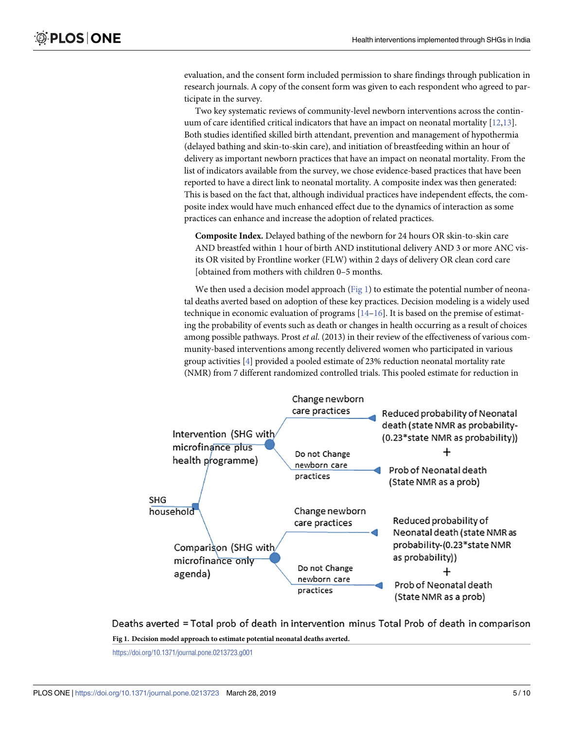evaluation, and the consent form included permission to share findings through publication in research journals. A copy of the consent form was given to each respondent who agreed to participate in the survey.

Two key systematic reviews of community-level newborn interventions across the continuum of care identified critical indicators that have an impact on neonatal mortality [12,13]. Both studies identified skilled birth attendant, prevention and management of hypothermia (delayed bathing and skin-to-skin care), and initiation of breastfeeding within an hour of delivery as important newborn practices that have an impact on neonatal mortality. From the list of indicators available from the survey, we chose evidence-based practices that have been reported to have a direct link to neonatal mortality. A composite index was then generated: This is based on the fact that, although individual practices have independent effects, the composite index would have much enhanced effect due to the dynamics of interaction as some practices can enhance and increase the adoption of related practices.

**Composite Index.** Delayed bathing of the newborn for 24 hours OR skin-to-skin care AND breastfed within 1 hour of birth AND institutional delivery AND 3 or more ANC visits OR visited by Frontline worker (FLW) within 2 days of delivery OR clean cord care [obtained from mothers with children 0–5 months.

We then used a decision model approach (Fig 1) to estimate the potential number of neonatal deaths averted based on adoption of these key practices. Decision modeling is a widely used technique in economic evaluation of programs [14–16]. It is based on the premise of estimating the probability of events such as death or changes in health occurring as a result of choices among possible pathways. Prost *et al*. (2013) in their review of the effectiveness of various community-based interventions among recently delivered women who participated in various group activities [4] provided a pooled estimate of 23% reduction neonatal mortality rate (NMR) from 7 different randomized controlled trials. This pooled estimate for reduction in

SHG household

Intervention (SHG with microfinance plus health programme)

- Change newborn care practices → Reduced probability of Neonatal death (state NMR as probability-(0.23*state NMR as probability))
- +
- Do not Change newborn care practices → Prob of Neonatal death (State NMR as a prob)

Comparison (SHG with microfinance only agenda)

- Change newborn care practices → Reduced probability of Neonatal death (state NMR as probability-(0.23*state NMR as probability))
- +
- Do not Change newborn care practices → Prob of Neonatal death (State NMR as a prob)

Deaths averted = Total prob of death in intervention minus Total Prob of death in comparison

**Fig 1. Decision model approach to estimate potential neonatal deaths averted.**

https://doi.org/10.1371/journal.pone.0213723.g001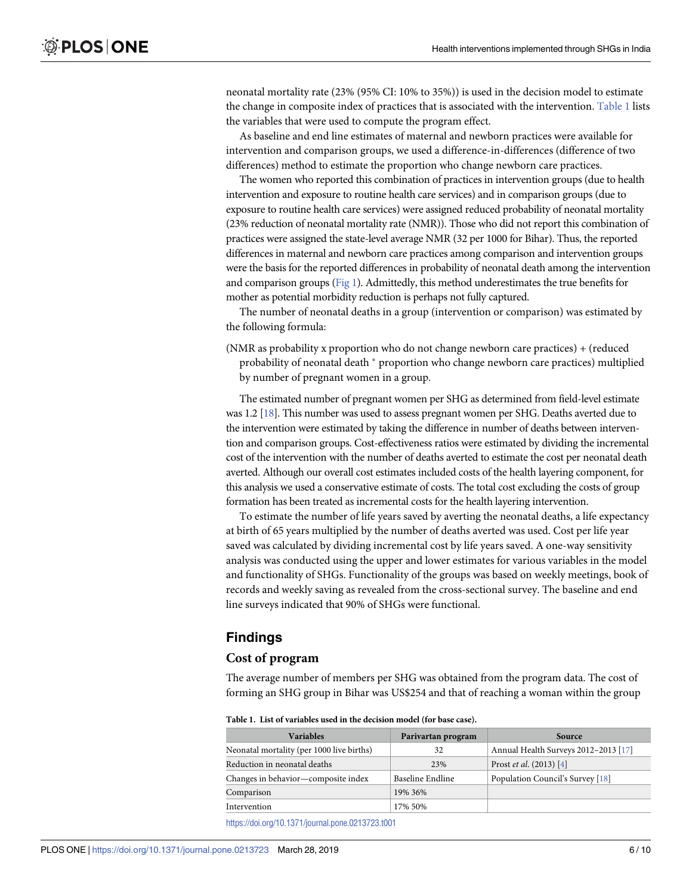neonatal mortality rate (23% (95% CI: 10% to 35%)) is used in the decision model to estimate the change in composite index of practices that is associated with the intervention. Table 1 lists the variables that were used to compute the program effect.

As baseline and end line estimates of maternal and newborn practices were available for intervention and comparison groups, we used a difference-in-differences (difference of two differences) method to estimate the proportion who change newborn care practices.

The women who reported this combination of practices in intervention groups (due to health intervention and exposure to routine health care services) and in comparison groups (due to exposure to routine health care services) were assigned reduced probability of neonatal mortality (23% reduction of neonatal mortality rate (NMR)). Those who did not report this combination of practices were assigned the state-level average NMR (32 per 1000 for Bihar). Thus, the reported differences in maternal and newborn care practices among comparison and intervention groups were the basis for the reported differences in probability of neonatal death among the intervention and comparison groups (Fig 1). Admittedly, this method underestimates the true benefits for mother as potential morbidity reduction is perhaps not fully captured.

The number of neonatal deaths in a group (intervention or comparison) was estimated by the following formula:

(NMR as probability x proportion who do not change newborn care practices) + (reduced probability of neonatal death * proportion who change newborn care practices) multiplied by number of pregnant women in a group.

The estimated number of pregnant women per SHG as determined from field-level estimate was 1.2 [18]. This number was used to assess pregnant women per SHG. Deaths averted due to the intervention were estimated by taking the difference in number of deaths between intervention and comparison groups. Cost-effectiveness ratios were estimated by dividing the incremental cost of the intervention with the number of deaths averted to estimate the cost per neonatal death averted. Although our overall cost estimates included costs of the health layering component, for this analysis we used a conservative estimate of costs. The total cost excluding the costs of group formation has been treated as incremental costs for the health layering intervention.

To estimate the number of life years saved by averting the neonatal deaths, a life expectancy at birth of 65 years multiplied by the number of deaths averted was used. Cost per life year saved was calculated by dividing incremental cost by life years saved. A one-way sensitivity analysis was conducted using the upper and lower estimates for various variables in the model and functionality of SHGs. Functionality of the groups was based on weekly meetings, book of records and weekly saving as revealed from the cross-sectional survey. The baseline and end line surveys indicated that 90% of SHGs were functional.

## Findings

### Cost of program

The average number of members per SHG was obtained from the program data. The cost of forming an SHG group in Bihar was US$254 and that of reaching a woman within the group

**Table 1. List of variables used in the decision model (for base case).**

| Variables | Parivartan program | Source |
|---|---|---|
| Neonatal mortality (per 1000 live births) | 32 | Annual Health Surveys 2012–2013 [17] |
| Reduction in neonatal deaths | 23% | Prost *et al.* (2013) [4] |
| Changes in behavior—composite index | Baseline Endline | Population Council's Survey [18] |
| Comparison | 19% 36% | |
| Intervention | 17% 50% | |

https://doi.org/10.1371/journal.pone.0213723.t001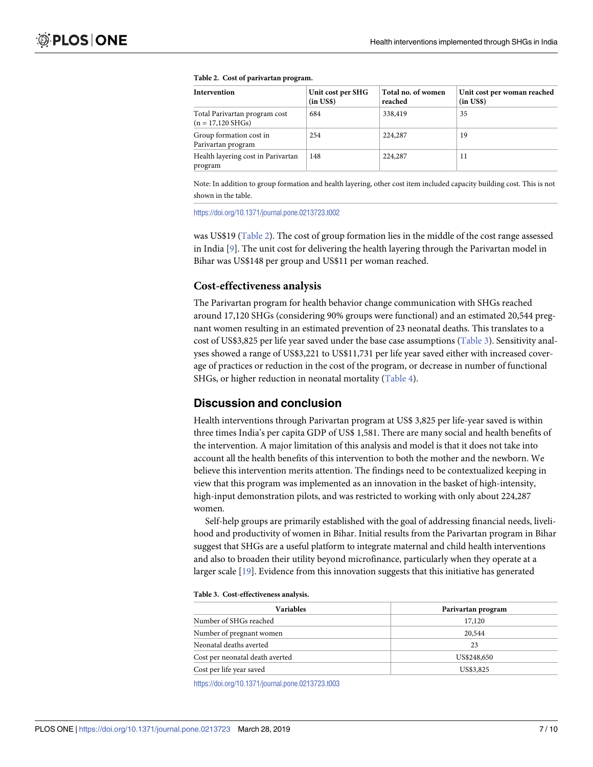**Table 2. Cost of parivartan program.**

| Intervention | Unit cost per SHG (in US$) | Total no. of women reached | Unit cost per woman reached (in US$) |
|---|---|---|---|
| Total Parivartan program cost (n = 17,120 SHGs) | 684 | 338,419 | 35 |
| Group formation cost in Parivartan program | 254 | 224,287 | 19 |
| Health layering cost in Parivartan program | 148 | 224,287 | 11 |

Note: In addition to group formation and health layering, other cost item included capacity building cost. This is not shown in the table.

https://doi.org/10.1371/journal.pone.0213723.t002

was US$19 (Table 2). The cost of group formation lies in the middle of the cost range assessed in India [9]. The unit cost for delivering the health layering through the Parivartan model in Bihar was US$148 per group and US$11 per woman reached.

### Cost-effectiveness analysis

The Parivartan program for health behavior change communication with SHGs reached around 17,120 SHGs (considering 90% groups were functional) and an estimated 20,544 pregnant women resulting in an estimated prevention of 23 neonatal deaths. This translates to a cost of US$3,825 per life year saved under the base case assumptions (Table 3). Sensitivity analyses showed a range of US$3,221 to US$11,731 per life year saved either with increased coverage of practices or reduction in the cost of the program, or decrease in number of functional SHGs, or higher reduction in neonatal mortality (Table 4).

## Discussion and conclusion

Health interventions through Parivartan program at US$ 3,825 per life-year saved is within three times India's per capita GDP of US$ 1,581. There are many social and health benefits of the intervention. A major limitation of this analysis and model is that it does not take into account all the health benefits of this intervention to both the mother and the newborn. We believe this intervention merits attention. The findings need to be contextualized keeping in view that this program was implemented as an innovation in the basket of high-intensity, high-input demonstration pilots, and was restricted to working with only about 224,287 women.

Self-help groups are primarily established with the goal of addressing financial needs, livelihood and productivity of women in Bihar. Initial results from the Parivartan program in Bihar suggest that SHGs are a useful platform to integrate maternal and child health interventions and also to broaden their utility beyond microfinance, particularly when they operate at a larger scale [19]. Evidence from this innovation suggests that this initiative has generated

**Table 3. Cost-effectiveness analysis.**

| Variables | Parivartan program |
|---|---|
| Number of SHGs reached | 17,120 |
| Number of pregnant women | 20,544 |
| Neonatal deaths averted | 23 |
| Cost per neonatal death averted | US$248,650 |
| Cost per life year saved | US$3,825 |

https://doi.org/10.1371/journal.pone.0213723.t003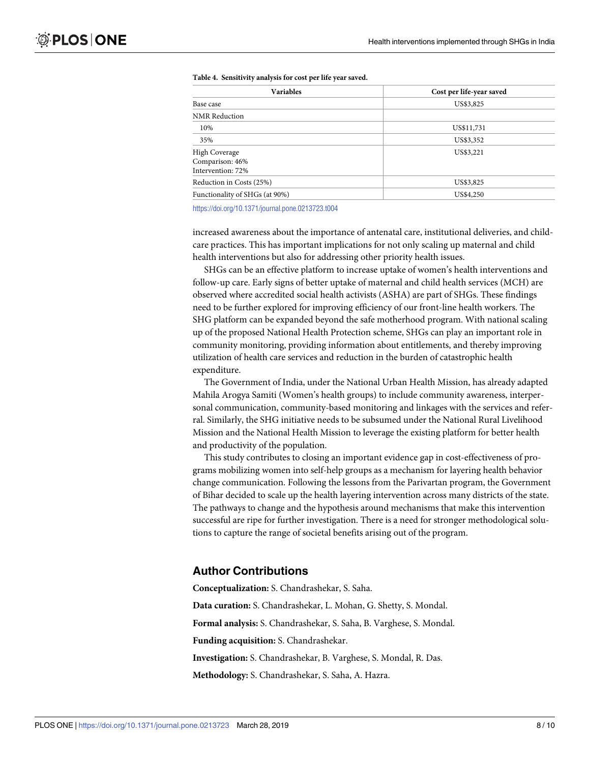**Table 4. Sensitivity analysis for cost per life year saved.**

| Variables | Cost per life-year saved |
|---|---|
| Base case | US$3,825 |
| NMR Reduction | |
| 10% | US$11,731 |
| 35% | US$3,352 |
| High Coverage Comparison: 46% Intervention: 72% | US$3,221 |
| Reduction in Costs (25%) | US$3,825 |
| Functionality of SHGs (at 90%) | US$4,250 |

https://doi.org/10.1371/journal.pone.0213723.t004

increased awareness about the importance of antenatal care, institutional deliveries, and childcare practices. This has important implications for not only scaling up maternal and child health interventions but also for addressing other priority health issues.

SHGs can be an effective platform to increase uptake of women's health interventions and follow-up care. Early signs of better uptake of maternal and child health services (MCH) are observed where accredited social health activists (ASHA) are part of SHGs. These findings need to be further explored for improving efficiency of our front-line health workers. The SHG platform can be expanded beyond the safe motherhood program. With national scaling up of the proposed National Health Protection scheme, SHGs can play an important role in community monitoring, providing information about entitlements, and thereby improving utilization of health care services and reduction in the burden of catastrophic health expenditure.

The Government of India, under the National Urban Health Mission, has already adapted Mahila Arogya Samiti (Women's health groups) to include community awareness, interpersonal communication, community-based monitoring and linkages with the services and referral. Similarly, the SHG initiative needs to be subsumed under the National Rural Livelihood Mission and the National Health Mission to leverage the existing platform for better health and productivity of the population.

This study contributes to closing an important evidence gap in cost-effectiveness of programs mobilizing women into self-help groups as a mechanism for layering health behavior change communication. Following the lessons from the Parivartan program, the Government of Bihar decided to scale up the health layering intervention across many districts of the state. The pathways to change and the hypothesis around mechanisms that make this intervention successful are ripe for further investigation. There is a need for stronger methodological solutions to capture the range of societal benefits arising out of the program.

## Author Contributions

**Conceptualization:** S. Chandrashekar, S. Saha.

**Data curation:** S. Chandrashekar, L. Mohan, G. Shetty, S. Mondal.

**Formal analysis:** S. Chandrashekar, S. Saha, B. Varghese, S. Mondal.

**Funding acquisition:** S. Chandrashekar.

**Investigation:** S. Chandrashekar, B. Varghese, S. Mondal, R. Das.

**Methodology:** S. Chandrashekar, S. Saha, A. Hazra.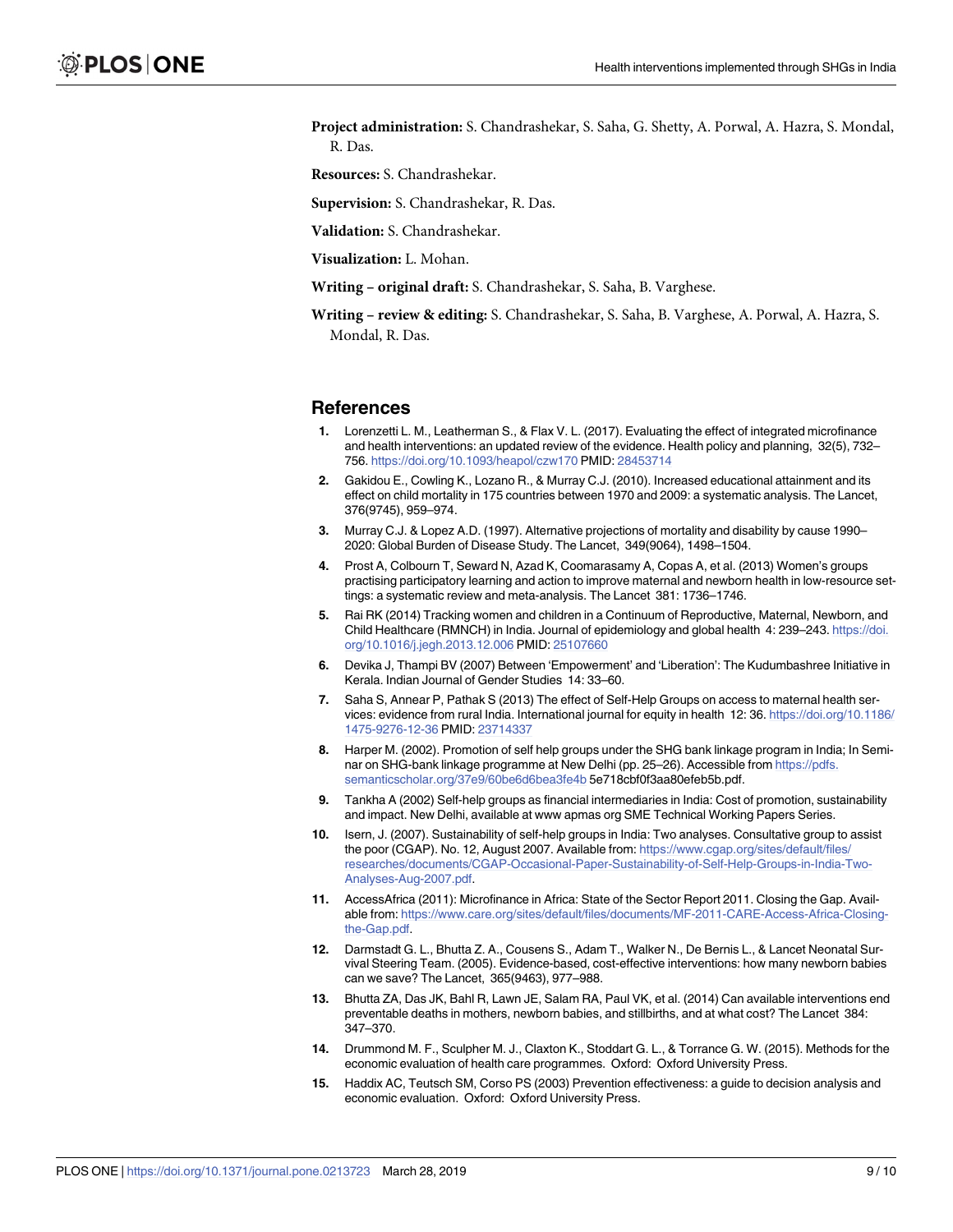**Project administration:** S. Chandrashekar, S. Saha, G. Shetty, A. Porwal, A. Hazra, S. Mondal, R. Das.

**Resources:** S. Chandrashekar.

**Supervision:** S. Chandrashekar, R. Das.

**Validation:** S. Chandrashekar.

**Visualization:** L. Mohan.

**Writing – original draft:** S. Chandrashekar, S. Saha, B. Varghese.

**Writing – review & editing:** S. Chandrashekar, S. Saha, B. Varghese, A. Porwal, A. Hazra, S. Mondal, R. Das.

## References

1. Lorenzetti L. M., Leatherman S., & Flax V. L. (2017). Evaluating the effect of integrated microfinance and health interventions: an updated review of the evidence. Health policy and planning, 32(5), 732–756. https://doi.org/10.1093/heapol/czw170 PMID: 28453714
2. Gakidou E., Cowling K., Lozano R., & Murray C.J. (2010). Increased educational attainment and its effect on child mortality in 175 countries between 1970 and 2009: a systematic analysis. The Lancet, 376(9745), 959–974.
3. Murray C.J. & Lopez A.D. (1997). Alternative projections of mortality and disability by cause 1990–2020: Global Burden of Disease Study. The Lancet, 349(9064), 1498–1504.
4. Prost A, Colbourn T, Seward N, Azad K, Coomarasamy A, Copas A, et al. (2013) Women's groups practising participatory learning and action to improve maternal and newborn health in low-resource settings: a systematic review and meta-analysis. The Lancet 381: 1736–1746.
5. Rai RK (2014) Tracking women and children in a Continuum of Reproductive, Maternal, Newborn, and Child Healthcare (RMNCH) in India. Journal of epidemiology and global health 4: 239–243. https://doi.org/10.1016/j.jegh.2013.12.006 PMID: 25107660
6. Devika J, Thampi BV (2007) Between 'Empowerment' and 'Liberation': The Kudumbashree Initiative in Kerala. Indian Journal of Gender Studies 14: 33–60.
7. Saha S, Annear P, Pathak S (2013) The effect of Self-Help Groups on access to maternal health services: evidence from rural India. International journal for equity in health 12: 36. https://doi.org/10.1186/1475-9276-12-36 PMID: 23714337
8. Harper M. (2002). Promotion of self help groups under the SHG bank linkage program in India; In Seminar on SHG-bank linkage programme at New Delhi (pp. 25–26). Accessible from https://pdfs.semanticscholar.org/37e9/60be6d6bea3fe4b 5e718cbf0f3aa80efeb5b.pdf.
9. Tankha A (2002) Self-help groups as financial intermediaries in India: Cost of promotion, sustainability and impact. New Delhi, available at www apmas org SME Technical Working Papers Series.
10. Isern, J. (2007). Sustainability of self-help groups in India: Two analyses. Consultative group to assist the poor (CGAP). No. 12, August 2007. Available from: https://www.cgap.org/sites/default/files/researches/documents/CGAP-Occasional-Paper-Sustainability-of-Self-Help-Groups-in-India-Two-Analyses-Aug-2007.pdf.
11. AccessAfrica (2011): Microfinance in Africa: State of the Sector Report 2011. Closing the Gap. Available from: https://www.care.org/sites/default/files/documents/MF-2011-CARE-Access-Africa-Closing-the-Gap.pdf.
12. Darmstadt G. L., Bhutta Z. A., Cousens S., Adam T., Walker N., De Bernis L., & Lancet Neonatal Survival Steering Team. (2005). Evidence-based, cost-effective interventions: how many newborn babies can we save? The Lancet, 365(9463), 977–988.
13. Bhutta ZA, Das JK, Bahl R, Lawn JE, Salam RA, Paul VK, et al. (2014) Can available interventions end preventable deaths in mothers, newborn babies, and stillbirths, and at what cost? The Lancet 384: 347–370.
14. Drummond M. F., Sculpher M. J., Claxton K., Stoddart G. L., & Torrance G. W. (2015). Methods for the economic evaluation of health care programmes. Oxford: Oxford University Press.
15. Haddix AC, Teutsch SM, Corso PS (2003) Prevention effectiveness: a guide to decision analysis and economic evaluation. Oxford: Oxford University Press.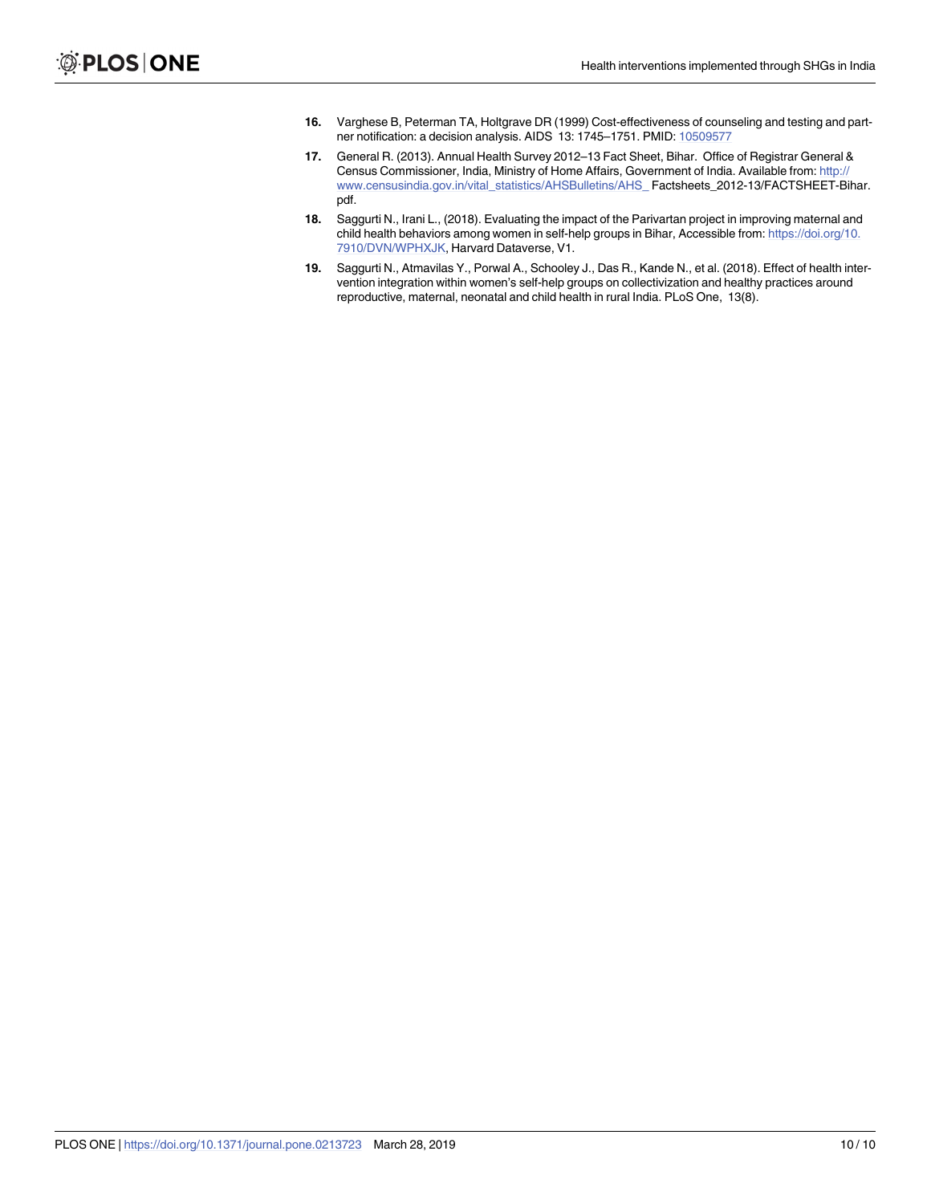16. Varghese B, Peterman TA, Holtgrave DR (1999) Cost-effectiveness of counseling and testing and partner notification: a decision analysis. AIDS 13: 1745–1751. PMID: 10509577

17. General R. (2013). Annual Health Survey 2012–13 Fact Sheet, Bihar. Office of Registrar General & Census Commissioner, India, Ministry of Home Affairs, Government of India. Available from: http://www.censusindia.gov.in/vital_statistics/AHSBulletins/AHS_ Factsheets_2012-13/FACTSHEET-Bihar.pdf.

18. Saggurti N., Irani L., (2018). Evaluating the impact of the Parivartan project in improving maternal and child health behaviors among women in self-help groups in Bihar, Accessible from: https://doi.org/10.7910/DVN/WPHXJK, Harvard Dataverse, V1.

19. Saggurti N., Atmavilas Y., Porwal A., Schooley J., Das R., Kande N., et al. (2018). Effect of health intervention integration within women's self-help groups on collectivization and healthy practices around reproductive, maternal, neonatal and child health in rural India. PLoS One, 13(8).